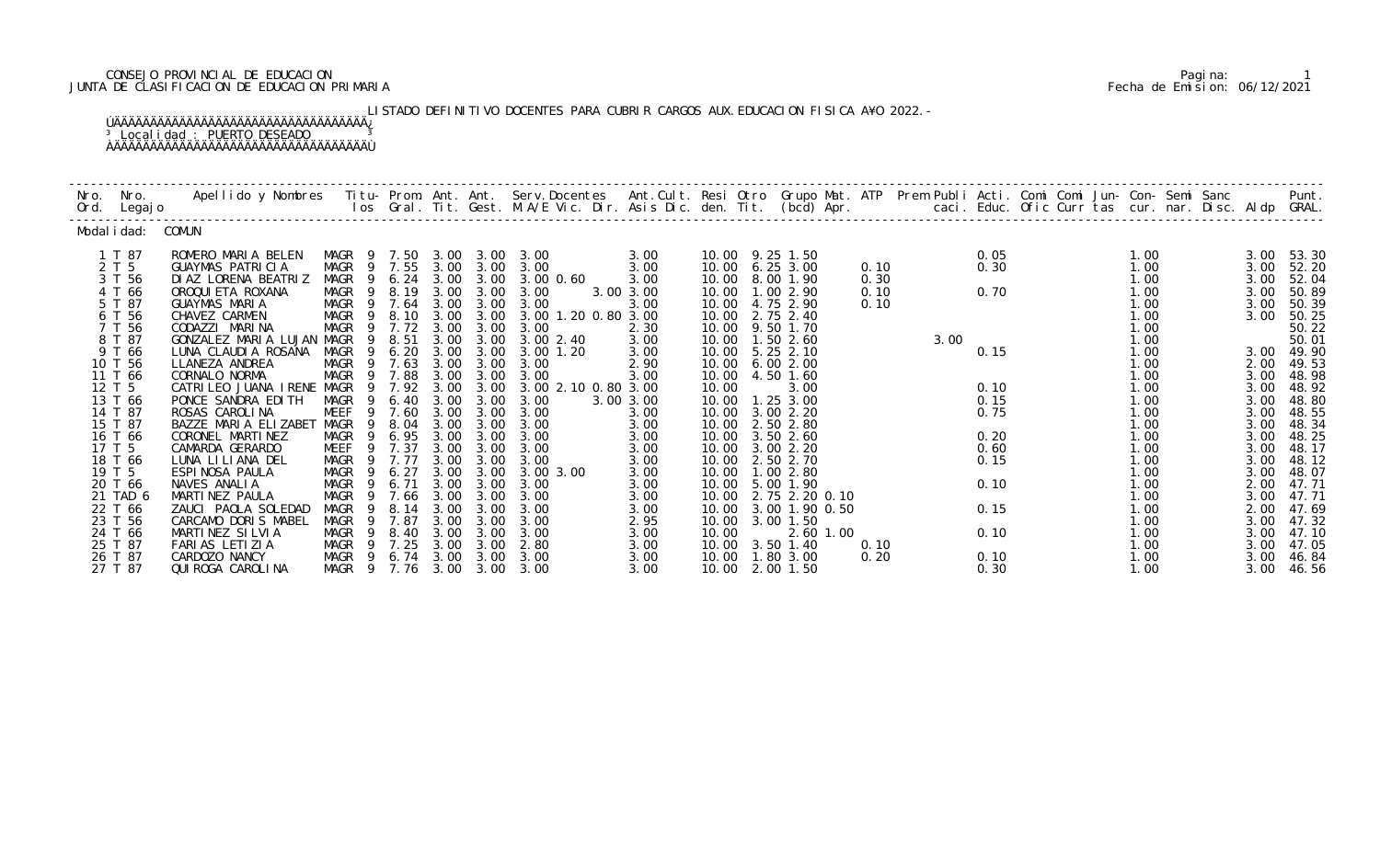CONSEJO PROVINCIAL DE EDUCACION
JUNTA DE CLASIFICACION DE EDUCACION PRIMARIA

Fecha de Emision: 06/12/2021

LISTADO DEFINITIVO DOCENTES PARA CUBRIR CARGOS AUX.EDUCACION FISICA AÑO 2022.-

Localidad : PUERTO DESEADO

Modalidad: COMUN

| Nro. Ord. | Nro. Legajo | Apellido y Nombres | Titu-los | Prom. Gral. | Ant. Tit. | Ant. Gest. | Serv.Docentes M.A/E Vic. Dir. | Ant.Cult. Asis Dic. | Resi den. | Otro Tit. | Grupo Mat. (bcd) | ATP Apr. | Prem | Publi caci. | Acti. Educ. | Comi Ofic | Comi Curr | Jun- tas | Con- cur. | Semi nar. | Sanc Disc. | Aldp | Punt. GRAL. |
|---|---|---|---|---|---|---|---|---|---|---|---|---|---|---|---|---|---|---|---|---|---|---|---|
| 1 | T 87 | ROMERO MARIA BELEN | MAGR 9 | 7.50 | 3.00 | 3.00 | 3.00 | 3.00 | 10.00 | 9.25 | 1.50 | | | | 0.05 | | | | 1.00 | | | 3.00 | 53.30 |
| 2 | T 5 | GUAYMAS PATRICIA | MAGR 9 | 7.55 | 3.00 | 3.00 | 3.00 | 3.00 | 10.00 | 6.25 | 3.00 | 0.10 | | | 0.30 | | | | 1.00 | | | 3.00 | 52.20 |
| 3 | T 56 | DIAZ LORENA BEATRIZ | MAGR 9 | 6.24 | 3.00 | 3.00 | 3.00 0.60 | 3.00 | 10.00 | 8.00 | 1.90 | 0.30 | | | | | | | 1.00 | | | 3.00 | 52.04 |
| 4 | T 66 | OROQUIETA ROXANA | MAGR 9 | 8.19 | 3.00 | 3.00 | 3.00 | 3.00 3.00 | 10.00 | 1.00 | 2.90 | 0.10 | | | 0.70 | | | | 1.00 | | | 3.00 | 50.89 |
| 5 | T 87 | GUAYMAS MARIA | MAGR 9 | 7.64 | 3.00 | 3.00 | 3.00 | 3.00 | 10.00 | 4.75 | 2.90 | 0.10 | | | | | | | 1.00 | | | 3.00 | 50.39 |
| 6 | T 56 | CHAVEZ CARMEN | MAGR 9 | 8.10 | 3.00 | 3.00 | 3.00 1.20 0.80 | 3.00 | 10.00 | 2.75 | 2.40 | | | | | | | | 1.00 | | | 3.00 | 50.25 |
| 7 | T 56 | CODAZZI MARINA | MAGR 9 | 7.72 | 3.00 | 3.00 | 3.00 | 2.30 | 10.00 | 9.50 | 1.70 | | | | | | | | 1.00 | | | | 50.22 |
| 8 | T 87 | GONZALEZ MARIA LUJAN | MAGR 9 | 8.51 | 3.00 | 3.00 | 3.00 2.40 | 3.00 | 10.00 | 1.50 | 2.60 | | 3.00 | | | | | | 1.00 | | | | 50.01 |
| 9 | T 66 | LUNA CLAUDIA ROSANA | MAGR 9 | 6.20 | 3.00 | 3.00 | 3.00 1.20 | 3.00 | 10.00 | 5.25 | 2.10 | | | | 0.15 | | | | 1.00 | | | 3.00 | 49.90 |
| 10 | T 56 | LLANEZA ANDREA | MAGR 9 | 7.63 | 3.00 | 3.00 | 3.00 | 2.90 | 10.00 | 6.00 | 2.00 | | | | | | | | 1.00 | | | 2.00 | 49.53 |
| 11 | T 66 | CORNALO NORMA | MAGR 9 | 7.88 | 3.00 | 3.00 | 3.00 | 3.00 | 10.00 | 4.50 | 1.60 | | | | | | | | 1.00 | | | 3.00 | 48.98 |
| 12 | T 5 | CATRILEO JUANA IRENE | MAGR 9 | 7.92 | 3.00 | 3.00 | 3.00 2.10 0.80 | 3.00 | 10.00 | | 3.00 | | | | 0.10 | | | | 1.00 | | | 3.00 | 48.92 |
| 13 | T 66 | PONCE SANDRA EDITH | MAGR 9 | 6.40 | 3.00 | 3.00 | 3.00 | 3.00 3.00 | 10.00 | 1.25 | 3.00 | | | | 0.15 | | | | 1.00 | | | 3.00 | 48.80 |
| 14 | T 87 | ROSAS CAROLINA | MEEF 9 | 7.60 | 3.00 | 3.00 | 3.00 | 3.00 | 10.00 | 3.00 | 2.20 | | | | 0.75 | | | | 1.00 | | | 3.00 | 48.55 |
| 15 | T 87 | BAZZE MARIA ELIZABET | MAGR 9 | 8.04 | 3.00 | 3.00 | 3.00 | 3.00 | 10.00 | 2.50 | 2.80 | | | | | | | | 1.00 | | | 3.00 | 48.34 |
| 16 | T 66 | CORONEL MARTINEZ | MAGR 9 | 6.95 | 3.00 | 3.00 | 3.00 | 3.00 | 10.00 | 3.50 | 2.60 | | | | 0.20 | | | | 1.00 | | | 3.00 | 48.25 |
| 17 | T 5 | CAMARDA GERARDO | MEEF 9 | 7.37 | 3.00 | 3.00 | 3.00 | 3.00 | 10.00 | 3.00 | 2.20 | | | | 0.60 | | | | 1.00 | | | 3.00 | 48.17 |
| 18 | T 66 | LUNA LILIANA DEL | MAGR 9 | 7.77 | 3.00 | 3.00 | 3.00 | 3.00 | 10.00 | 2.50 | 2.70 | | | | 0.15 | | | | 1.00 | | | 3.00 | 48.12 |
| 19 | T 5 | ESPINOSA PAULA | MAGR 9 | 6.27 | 3.00 | 3.00 | 3.00 3.00 | 3.00 | 10.00 | 1.00 | 2.80 | | | | | | | | 1.00 | | | 3.00 | 48.07 |
| 20 | T 66 | NAVES ANALIA | MAGR 9 | 6.71 | 3.00 | 3.00 | 3.00 | 3.00 | 10.00 | 5.00 | 1.90 | | | | 0.10 | | | | 1.00 | | | 2.00 | 47.71 |
| 21 | TAD 6 | MARTINEZ PAULA | MAGR 9 | 7.66 | 3.00 | 3.00 | 3.00 | 3.00 | 10.00 | 2.75 | 2.20 0.10 | | | | | | | | 1.00 | | | 3.00 | 47.71 |
| 22 | T 66 | ZAUCI PAOLA SOLEDAD | MAGR 9 | 8.14 | 3.00 | 3.00 | 3.00 | 3.00 | 10.00 | 3.00 | 1.90 0.50 | | | | 0.15 | | | | 1.00 | | | 2.00 | 47.69 |
| 23 | T 56 | CARCAMO DORIS MABEL | MAGR 9 | 7.87 | 3.00 | 3.00 | 3.00 | 2.95 | 10.00 | 3.00 | 1.50 | | | | | | | | 1.00 | | | 3.00 | 47.32 |
| 24 | T 66 | MARTINEZ SILVIA | MAGR 9 | 8.40 | 3.00 | 3.00 | 3.00 | 3.00 | 10.00 | | 2.60 1.00 | | | | 0.10 | | | | 1.00 | | | 3.00 | 47.10 |
| 25 | T 87 | FARIAS LETIZIA | MAGR 9 | 7.25 | 3.00 | 3.00 | 2.80 | 3.00 | 10.00 | 3.50 | 1.40 | 0.10 | | | | | | | 1.00 | | | 3.00 | 47.05 |
| 26 | T 87 | CARDOZO NANCY | MAGR 9 | 6.74 | 3.00 | 3.00 | 3.00 | 3.00 | 10.00 | 1.80 | 3.00 | 0.20 | | | 0.10 | | | | 1.00 | | | 3.00 | 46.84 |
| 27 | T 87 | QUIROGA CAROLINA | MAGR 9 | 7.76 | 3.00 | 3.00 | 3.00 | 3.00 | 10.00 | 2.00 | 1.50 | | | | 0.30 | | | | 1.00 | | | 3.00 | 46.56 |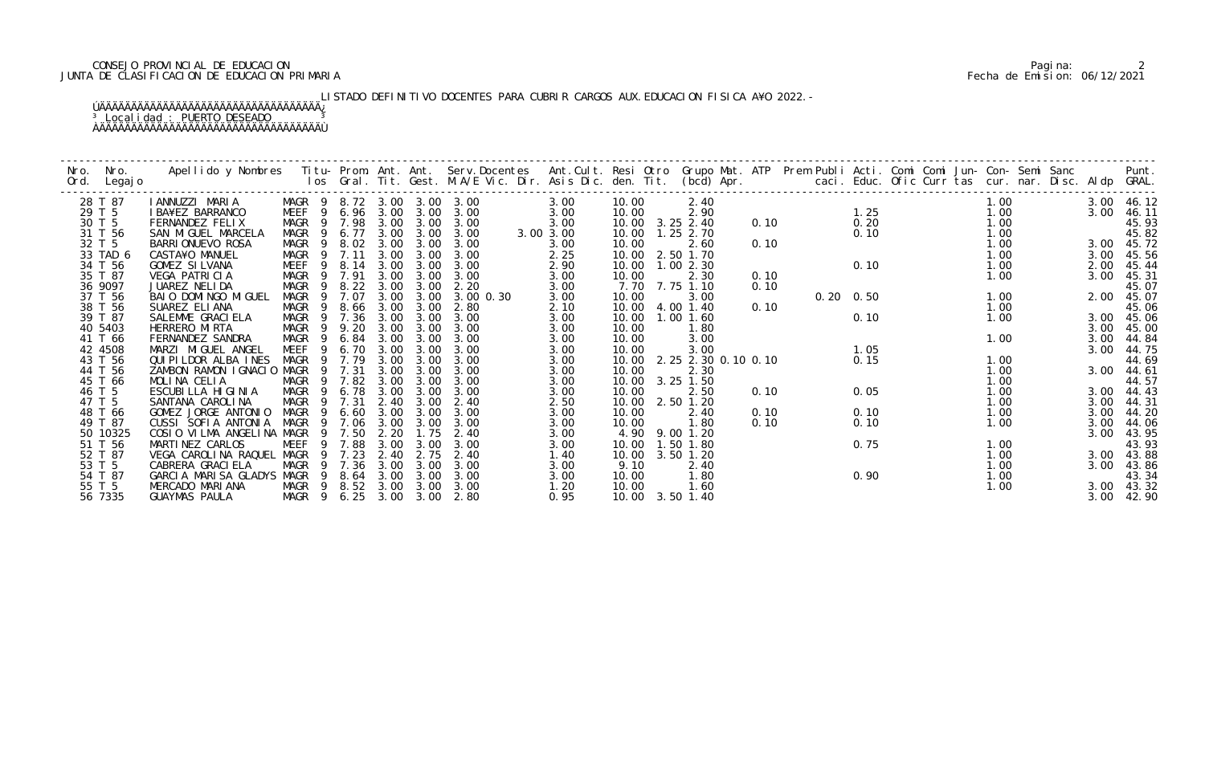CONSEJO PROVINCIAL DE EDUCACION
JUNTA DE CLASIFICACION DE EDUCACION PRIMARIA

Fecha de Emision: 06/12/2021

LISTADO DEFINITIVO DOCENTES PARA CUBRIR CARGOS AUX.EDUCACION FISICA A¥O 2022.-

Localidad : PUERTO DESEADO

| Nro. Ord. | Nro. Legajo | Apellido y Nombres | Titu- los | Prom. Gral. | Ant. Tit. | Ant. Gest. | Serv.Docentes M.A/E Vic. Dir. | Ant.Cult. Asis Dic. | Resi den. | Otro Tit. | Grupo Mat. (bcd) | ATP Apr. | Prem Publi caci. | Acti. Educ. | Comi Ofic | Comi Curr | Jun- tas | Con- cur. | Semi nar. | Sanc Disc. | Aldp | Punt. GRAL. |
|---|---|---|---|---|---|---|---|---|---|---|---|---|---|---|---|---|---|---|---|---|---|---|
| 28 | T 87 | IANNUZZI MARIA | MAGR 9 | 8.72 | 3.00 | 3.00 | 3.00 | 3.00 | 10.00 | | 2.40 | | | | | | | 1.00 | | | 3.00 | 46.12 |
| 29 | T 5 | IBA¥EZ BARRANCO | MEEF 9 | 6.96 | 3.00 | 3.00 | 3.00 | 3.00 | 10.00 | | 2.90 | | | 1.25 | | | | 1.00 | | | 3.00 | 46.11 |
| 30 | T 5 | FERNANDEZ FELIX | MAGR 9 | 7.98 | 3.00 | 3.00 | 3.00 | 3.00 | 10.00 | 3.25 | 2.40 | 0.10 | | 0.20 | | | | 1.00 | | | | 45.93 |
| 31 | T 56 | SAN MIGUEL MARCELA | MAGR 9 | 6.77 | 3.00 | 3.00 | 3.00 3.00 | 3.00 | 10.00 | 1.25 | 2.70 | | | 0.10 | | | | 1.00 | | | | 45.82 |
| 32 | T 5 | BARRIONUEVO ROSA | MAGR 9 | 8.02 | 3.00 | 3.00 | 3.00 | 3.00 | 10.00 | | 2.60 | 0.10 | | | | | | 1.00 | | | 3.00 | 45.72 |
| 33 | TAD 6 | CASTA¥O MANUEL | MAGR 9 | 7.11 | 3.00 | 3.00 | 3.00 | 2.25 | 10.00 | 2.50 | 1.70 | | | | | | | 1.00 | | | 3.00 | 45.56 |
| 34 | T 56 | GOMEZ SILVANA | MEEF 9 | 8.14 | 3.00 | 3.00 | 3.00 | 2.90 | 10.00 | 1.00 | 2.30 | | | 0.10 | | | | 1.00 | | | 2.00 | 45.44 |
| 35 | T 87 | VEGA PATRICIA | MAGR 9 | 7.91 | 3.00 | 3.00 | 3.00 | 3.00 | 10.00 | | 2.30 | 0.10 | | | | | | 1.00 | | | 3.00 | 45.31 |
| 36 | 9097 | JUAREZ NELIDA | MAGR 9 | 8.22 | 3.00 | 3.00 | 2.20 | 3.00 | 7.70 | 7.75 | 1.10 | 0.10 | | | | | | | | | | 45.07 |
| 37 | T 56 | BAIO DOMINGO MIGUEL | MAGR 9 | 7.07 | 3.00 | 3.00 | 3.00 0.30 | 3.00 | 10.00 | | 3.00 | | 0.20 | 0.50 | | | | 1.00 | | | 2.00 | 45.07 |
| 38 | T 56 | SUAREZ ELIANA | MAGR 9 | 8.66 | 3.00 | 3.00 | 2.80 | 2.10 | 10.00 | 4.00 | 1.40 | 0.10 | | | | | | 1.00 | | | | 45.06 |
| 39 | T 87 | SALEMME GRACIELA | MAGR 9 | 7.36 | 3.00 | 3.00 | 3.00 | 3.00 | 10.00 | 1.00 | 1.60 | | | 0.10 | | | | 1.00 | | | 3.00 | 45.06 |
| 40 | 5403 | HERRERO MIRTA | MAGR 9 | 9.20 | 3.00 | 3.00 | 3.00 | 3.00 | 10.00 | | 1.80 | | | | | | | | | | 3.00 | 45.00 |
| 41 | T 66 | FERNANDEZ SANDRA | MAGR 9 | 6.84 | 3.00 | 3.00 | 3.00 | 3.00 | 10.00 | | 3.00 | | | | | | | 1.00 | | | 3.00 | 44.84 |
| 42 | 4508 | MARZI MIGUEL ANGEL | MEEF 9 | 6.70 | 3.00 | 3.00 | 3.00 | 3.00 | 10.00 | | 3.00 | | | 1.05 | | | | | | | 3.00 | 44.75 |
| 43 | T 56 | QUIPILDOR ALBA INES | MAGR 9 | 7.79 | 3.00 | 3.00 | 3.00 | 3.00 | 10.00 | 2.25 | 2.30 0.10 | 0.10 | | 0.15 | | | | 1.00 | | | | 44.69 |
| 44 | T 56 | ZAMBON RAMON IGNACIO | MAGR 9 | 7.31 | 3.00 | 3.00 | 3.00 | 3.00 | 10.00 | | 2.30 | | | | | | | 1.00 | | | 3.00 | 44.61 |
| 45 | T 66 | MOLINA CELIA | MAGR 9 | 7.82 | 3.00 | 3.00 | 3.00 | 3.00 | 10.00 | 3.25 | 1.50 | | | | | | | 1.00 | | | | 44.57 |
| 46 | T 5 | ESCUBILLA HIGINIA | MAGR 9 | 6.78 | 3.00 | 3.00 | 3.00 | 3.00 | 10.00 | | 2.50 | 0.10 | | 0.05 | | | | 1.00 | | | 3.00 | 44.43 |
| 47 | T 5 | SANTANA CAROLINA | MAGR 9 | 7.31 | 2.40 | 3.00 | 2.40 | 2.50 | 10.00 | 2.50 | 1.20 | | | | | | | 1.00 | | | 3.00 | 44.31 |
| 48 | T 66 | GOMEZ JORGE ANTONIO | MAGR 9 | 6.60 | 3.00 | 3.00 | 3.00 | 3.00 | 10.00 | | 2.40 | 0.10 | | 0.10 | | | | 1.00 | | | 3.00 | 44.20 |
| 49 | T 87 | CUSSI SOFIA ANTONIA | MAGR 9 | 7.06 | 3.00 | 3.00 | 3.00 | 3.00 | 10.00 | | 1.80 | 0.10 | | 0.10 | | | | 1.00 | | | 3.00 | 44.06 |
| 50 | 10325 | COSIO VILMA ANGELINA | MAGR 9 | 7.50 | 2.20 | 1.75 | 2.40 | 3.00 | 4.90 | 9.00 | 1.20 | | | | | | | | | | 3.00 | 43.95 |
| 51 | T 56 | MARTINEZ CARLOS | MEEF 9 | 7.88 | 3.00 | 3.00 | 3.00 | 3.00 | 10.00 | 1.50 | 1.80 | | | 0.75 | | | | 1.00 | | | | 43.93 |
| 52 | T 87 | VEGA CAROLINA RAQUEL | MAGR 9 | 7.23 | 2.40 | 2.75 | 2.40 | 1.40 | 10.00 | 3.50 | 1.20 | | | | | | | 1.00 | | | 3.00 | 43.88 |
| 53 | T 5 | CABRERA GRACIELA | MAGR 9 | 7.36 | 3.00 | 3.00 | 3.00 | 3.00 | 9.10 | | 2.40 | | | | | | | 1.00 | | | 3.00 | 43.86 |
| 54 | T 87 | GARCIA MARISA GLADYS | MAGR 9 | 8.64 | 3.00 | 3.00 | 3.00 | 3.00 | 10.00 | | 1.80 | | | 0.90 | | | | 1.00 | | | | 43.34 |
| 55 | T 5 | MERCADO MARIANA | MAGR 9 | 8.52 | 3.00 | 3.00 | 3.00 | 1.20 | 10.00 | | 1.60 | | | | | | | 1.00 | | | 3.00 | 43.32 |
| 56 | 7335 | GUAYMAS PAULA | MAGR 9 | 6.25 | 3.00 | 3.00 | 2.80 | 0.95 | 10.00 | 3.50 | 1.40 | | | | | | | | | | 3.00 | 42.90 |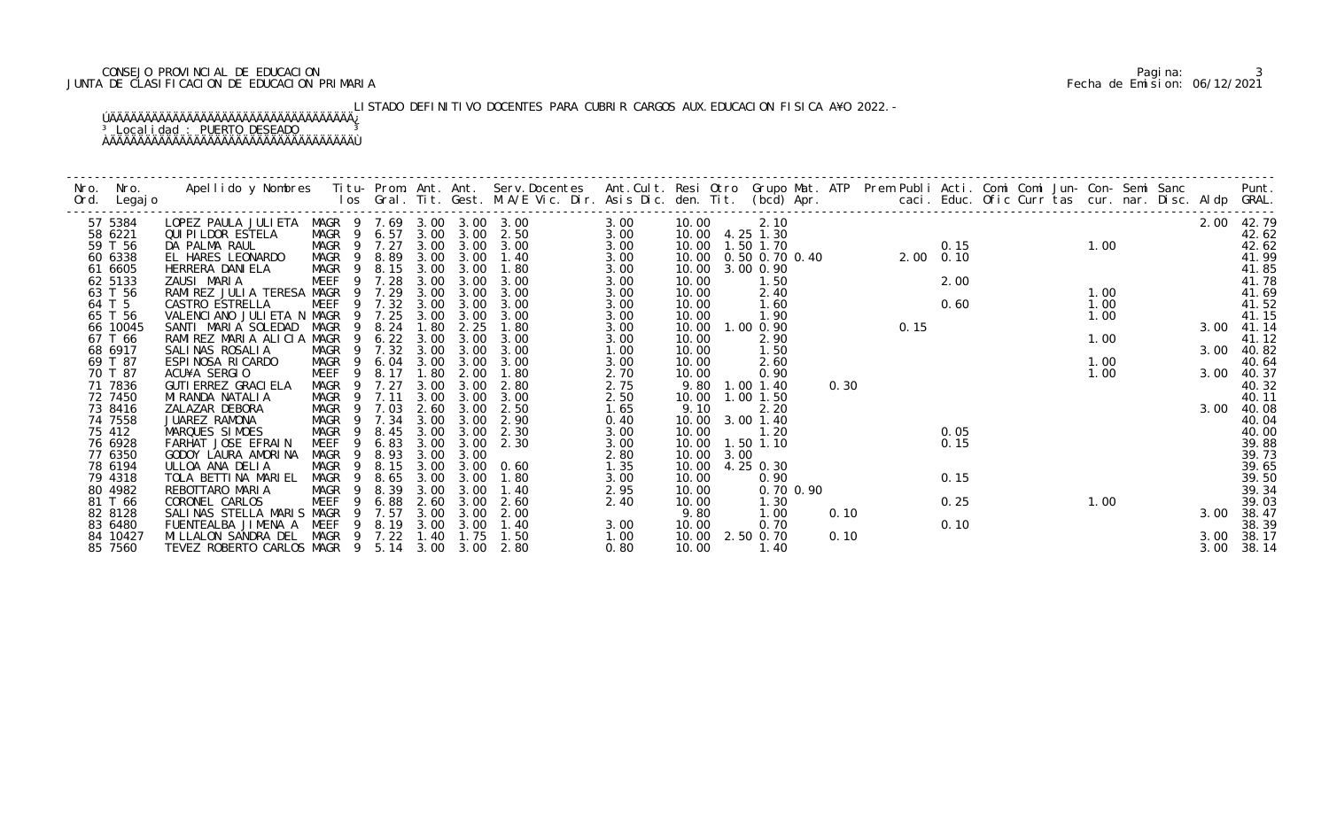CONSEJO PROVINCIAL DE EDUCACION
JUNTA DE CLASIFICACION DE EDUCACION PRIMARIA

LISTADO DEFINITIVO DOCENTES PARA CUBRIR CARGOS AUX.EDUCACION FISICA A¥O 2022.-

Localidad : PUERTO DESEADO

| Nro. Ord. | Nro. Legajo | Apellido y Nombres | Titu- los | Prom. Gral. | Ant. Tit. | Ant. Gest. | Serv.Docentes M.A/E Vic. Dir. | Ant.Cult. Asis Dic. | Resi den. | Otro Tit. | Grupo Mat. (bcd) | ATP Apr. | Prem | Publi caci. | Acti. Educ. | Comi Ofic | Comi Curr | Jun- tas | Con- cur. | Semi nar. | Sanc Disc. | Aldp | Punt. GRAL. |
|---|---|---|---|---|---|---|---|---|---|---|---|---|---|---|---|---|---|---|---|---|---|---|---|
| 57 | 5384 | LOPEZ PAULA JULIETA | MAGR 9 | 7.69 | 3.00 | 3.00 | 3.00 | 3.00 | 10.00 | | 2.10 | | | | | | | | | | | 2.00 | 42.79 |
| 58 | 6221 | QUIPILDOR ESTELA | MAGR 9 | 6.57 | 3.00 | 3.00 | 2.50 | 3.00 | 10.00 | 4.25 | 1.30 | | | | | | | | | | | | 42.62 |
| 59 | T 56 | DA PALMA RAUL | MAGR 9 | 7.27 | 3.00 | 3.00 | 3.00 | 3.00 | 10.00 | 1.50 | 1.70 | | | | 0.15 | | | | 1.00 | | | | 42.62 |
| 60 | 6338 | EL HARES LEONARDO | MAGR 9 | 8.89 | 3.00 | 3.00 | 1.40 | 3.00 | 10.00 | 0.50 | 0.70 | 0.40 | | 2.00 | 0.10 | | | | | | | | 41.99 |
| 61 | 6605 | HERRERA DANIELA | MAGR 9 | 8.15 | 3.00 | 3.00 | 1.80 | 3.00 | 10.00 | 3.00 | 0.90 | | | | | | | | | | | | 41.85 |
| 62 | 5133 | ZAUSI MARIA | MEEF 9 | 7.28 | 3.00 | 3.00 | 3.00 | 3.00 | 10.00 | | 1.50 | | | | 2.00 | | | | | | | | 41.78 |
| 63 | T 56 | RAMIREZ JULIA TERESA | MAGR 9 | 7.29 | 3.00 | 3.00 | 3.00 | 3.00 | 10.00 | | 2.40 | | | | | | | | 1.00 | | | | 41.69 |
| 64 | T 5 | CASTRO ESTRELLA | MEEF 9 | 7.32 | 3.00 | 3.00 | 3.00 | 3.00 | 10.00 | | 1.60 | | | | 0.60 | | | | 1.00 | | | | 41.52 |
| 65 | T 56 | VALENCIANO JULIETA N | MAGR 9 | 7.25 | 3.00 | 3.00 | 3.00 | 3.00 | 10.00 | | 1.90 | | | | | | | | 1.00 | | | | 41.15 |
| 66 | 10045 | SANTI MARIA SOLEDAD | MAGR 9 | 8.24 | 1.80 | 2.25 | 1.80 | 3.00 | 10.00 | 1.00 | 0.90 | | | 0.15 | | | | | | | | 3.00 | 41.14 |
| 67 | T 66 | RAMIREZ MARIA ALICIA | MAGR 9 | 6.22 | 3.00 | 3.00 | 3.00 | 3.00 | 10.00 | | 2.90 | | | | | | | | 1.00 | | | | 41.12 |
| 68 | 6917 | SALINAS ROSALIA | MAGR 9 | 7.32 | 3.00 | 3.00 | 3.00 | 1.00 | 10.00 | | 1.50 | | | | | | | | | | | 3.00 | 40.82 |
| 69 | T 87 | ESPINOSA RICARDO | MAGR 9 | 6.04 | 3.00 | 3.00 | 3.00 | 3.00 | 10.00 | | 2.60 | | | | | | | | 1.00 | | | | 40.64 |
| 70 | T 87 | ACU¥A SERGIO | MEEF 9 | 8.17 | 1.80 | 2.00 | 1.80 | 2.70 | 10.00 | | 0.90 | | | | | | | | 1.00 | | | 3.00 | 40.37 |
| 71 | 7836 | GUTIERREZ GRACIELA | MAGR 9 | 7.27 | 3.00 | 3.00 | 2.80 | 2.75 | 9.80 | 1.00 | 1.40 | | 0.30 | | | | | | | | | | 40.32 |
| 72 | 7450 | MIRANDA NATALIA | MAGR 9 | 7.11 | 3.00 | 3.00 | 3.00 | 2.50 | 10.00 | 1.00 | 1.50 | | | | | | | | | | | | 40.11 |
| 73 | 8416 | ZALAZAR DEBORA | MAGR 9 | 7.03 | 2.60 | 3.00 | 2.50 | 1.65 | 9.10 | | 2.20 | | | | | | | | | | | 3.00 | 40.08 |
| 74 | 7558 | JUAREZ RAMONA | MAGR 9 | 7.34 | 3.00 | 3.00 | 2.90 | 0.40 | 10.00 | 3.00 | 1.40 | | | | | | | | | | | | 40.04 |
| 75 | 412 | MARQUES SIMOES | MAGR 9 | 8.45 | 3.00 | 3.00 | 2.30 | 3.00 | 10.00 | | 1.20 | | | | 0.05 | | | | | | | | 40.00 |
| 76 | 6928 | FARHAT JOSE EFRAIN | MEEF 9 | 6.83 | 3.00 | 3.00 | 2.30 | 3.00 | 10.00 | 1.50 | 1.10 | | | | 0.15 | | | | | | | | 39.88 |
| 77 | 6350 | GODOY LAURA AMORINA | MAGR 9 | 8.93 | 3.00 | 3.00 | | 2.80 | 10.00 | 3.00 | | | | | | | | | | | | | 39.73 |
| 78 | 6194 | ULLOA ANA DELIA | MAGR 9 | 8.15 | 3.00 | 3.00 | 0.60 | 1.35 | 10.00 | 4.25 | 0.30 | | | | | | | | | | | | 39.65 |
| 79 | 4318 | TOLA BETTINA MARIEL | MAGR 9 | 8.65 | 3.00 | 3.00 | 1.80 | 3.00 | 10.00 | | 0.90 | | | | 0.15 | | | | | | | | 39.50 |
| 80 | 4982 | REBOTTARO MARIA | MAGR 9 | 8.39 | 3.00 | 3.00 | 1.40 | 2.95 | 10.00 | | 0.70 | 0.90 | | | | | | | | | | | 39.34 |
| 81 | T 66 | CORONEL CARLOS | MEEF 9 | 6.88 | 2.60 | 3.00 | 2.60 | 2.40 | 10.00 | | 1.30 | | | | 0.25 | | | | 1.00 | | | | 39.03 |
| 82 | 8128 | SALINAS STELLA MARIS | MAGR 9 | 7.57 | 3.00 | 3.00 | 2.00 | | 9.80 | | 1.00 | | 0.10 | | | | | | | | | 3.00 | 38.47 |
| 83 | 6480 | FUENTEALBA JIMENA A | MEEF 9 | 8.19 | 3.00 | 3.00 | 1.40 | 3.00 | 10.00 | | 0.70 | | | | 0.10 | | | | | | | | 38.39 |
| 84 | 10427 | MILLALON SANDRA DEL | MAGR 9 | 7.22 | 1.40 | 1.75 | 1.50 | 1.00 | 10.00 | 2.50 | 0.70 | | 0.10 | | | | | | | | | 3.00 | 38.17 |
| 85 | 7560 | TEVEZ ROBERTO CARLOS | MAGR 9 | 5.14 | 3.00 | 3.00 | 2.80 | 0.80 | 10.00 | | 1.40 | | | | | | | | | | | 3.00 | 38.14 |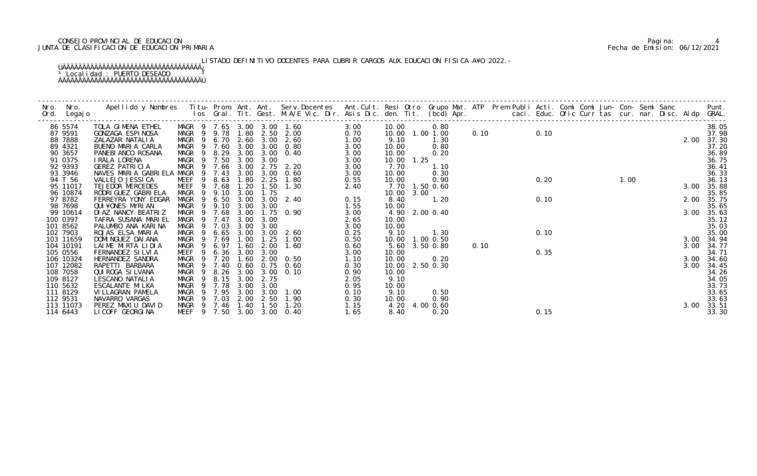CONSEJO PROVINCIAL DE EDUCACION
JUNTA DE CLASIFICACION DE EDUCACION PRIMARIA

Pagina: 4
Fecha de Emision: 06/12/2021

LISTADO DEFINITIVO DOCENTES PARA CUBRIR CARGOS AUX.EDUCACION FISICA A¥O 2022.-

Localidad : PUERTO DESEADO

| Nro. Ord. | Nro. Legajo | Apellido y Nombres | Titu- los | Prom. Gral. | Ant. Tit. | Ant. Gest. | Serv.Docentes M.A/E Vic. Dir. | Ant.Cult. Asis Dic. | Resi den. | Otro Tit. | Grupo Mat. (bcd) | ATP Apr. | Prem Publi caci. | Acti. Educ. | Comi Ofic | Comi Curr | Jun- tas | Con- cur. | Semi nar. | Sanc Disc. | Aldp | Punt. GRAL. |
|---|---|---|---|---|---|---|---|---|---|---|---|---|---|---|---|---|---|---|---|---|---|---|
| 86 | 5574 | TOLA GIMENA ETHEL | MAGR 9 | 7.65 | 3.00 | 3.00 | 1.60 | 3.00 | 10.00 | | 0.80 | | | | | | | | | | | 38.05 |
| 87 | 9591 | GONZAGA ESPINOSA | MAGR 9 | 9.78 | 1.80 | 2.50 | 2.00 | 0.70 | 10.00 | 1.00 | 1.00 | 0.10 | | 0.10 | | | | | | | | 37.98 |
| 88 | 7888 | ZALAZAR NATALIA | MAGR 9 | 6.70 | 2.60 | 3.00 | 2.60 | 1.00 | 9.10 | | 1.30 | | | | | | | | | | 2.00 | 37.30 |
| 89 | 4321 | BUENO MARIA CARLA | MAGR 9 | 7.60 | 3.00 | 3.00 | 0.80 | 3.00 | 10.00 | | 0.80 | | | | | | | | | | | 37.20 |
| 90 | 3657 | PANEBIANCO ROSANA | MAGR 9 | 8.29 | 3.00 | 3.00 | 0.40 | 3.00 | 10.00 | | 0.20 | | | | | | | | | | | 36.89 |
| 91 | 0375 | IRALA LORENA | MAGR 9 | 7.50 | 3.00 | 3.00 | | 3.00 | 10.00 | 1.25 | | | | | | | | | | | | 36.75 |
| 92 | 9393 | GEREZ PATRICIA | MAGR 9 | 7.66 | 3.00 | 2.75 | 2.20 | 3.00 | 7.70 | | 1.10 | | | | | | | | | | | 36.41 |
| 93 | 3946 | NAVES MARIA GABRIELA | MAGR 9 | 7.43 | 3.00 | 3.00 | 0.60 | 3.00 | 10.00 | | 0.30 | | | | | | | | | | | 36.33 |
| 94 | T 56 | VALLEJO JESSICA | MEEF 9 | 8.63 | 1.80 | 2.25 | 1.80 | 0.55 | 10.00 | | 0.90 | | | 0.20 | | | 1.00 | | | | | 36.13 |
| 95 | 11017 | TEJEDOR MERCEDES | MEEF 9 | 7.68 | 1.20 | 1.50 | 1.30 | 2.40 | 7.70 | 1.50 | 0.60 | | | | | | | | | | 3.00 | 35.88 |
| 96 | 10874 | RODRIGUEZ GABRIELA | MAGR 9 | 9.10 | 3.00 | 1.75 | | | 10.00 | 3.00 | | | | | | | | | | | | 35.85 |
| 97 | 8782 | FERREYRA YONY EDGAR | MAGR 9 | 6.50 | 3.00 | 3.00 | 2.40 | 0.15 | 8.40 | | 1.20 | | | 0.10 | | | | | | | 2.00 | 35.75 |
| 98 | 7698 | QUI¥ONES MYRIAN | MAGR 9 | 9.10 | 3.00 | 3.00 | | 1.55 | 10.00 | | | | | | | | | | | | | 35.65 |
| 99 | 10614 | DIAZ NANCY BEATRIZ | MAGR 9 | 7.68 | 3.00 | 1.75 | 0.90 | 3.00 | 4.90 | 2.00 | 0.40 | | | | | | | | | | 3.00 | 35.63 |
| 100 | 0397 | TAFRA SUSANA MARIEL | MAGR 9 | 7.47 | 3.00 | 3.00 | | 2.65 | 10.00 | | | | | | | | | | | | | 35.12 |
| 101 | 8562 | PALUMBO ANA KARINA | MAGR 9 | 7.03 | 3.00 | 3.00 | | 3.00 | 10.00 | | | | | | | | | | | | | 35.03 |
| 102 | 7903 | ROJAS ELSA MARIA | MAGR 9 | 6.65 | 3.00 | 3.00 | 2.60 | 0.25 | 9.10 | | 1.30 | | | 0.10 | | | | | | | | 35.00 |
| 103 | 11659 | DOMINGUEZ DAIANA | MAGR 9 | 7.69 | 1.00 | 1.25 | 1.00 | 0.50 | 10.00 | 1.00 | 0.50 | | | | | | | | | | 3.00 | 34.94 |
| 104 | 10191 | LAIME MIRTA LIDIA | MAGR 9 | 6.97 | 1.60 | 2.00 | 1.60 | 0.60 | 5.60 | 3.50 | 0.80 | 0.10 | | | | | | | | | 3.00 | 34.77 |
| 105 | 0556 | FERNANDEZ SILVIA | MEEF 9 | 6.36 | 3.00 | 3.00 | | 3.00 | 10.00 | | | | | 0.35 | | | | | | | | 34.71 |
| 106 | 10324 | HERNANDEZ SANDRA | MAGR 9 | 7.20 | 1.60 | 2.00 | 0.50 | 1.10 | 10.00 | | 0.20 | | | | | | | | | | 3.00 | 34.60 |
| 107 | 12082 | RAPETTI BARBARA | MAGR 9 | 7.40 | 0.60 | 0.75 | 0.60 | 0.30 | 10.00 | 2.50 | 0.30 | | | | | | | | | | 3.00 | 34.45 |
| 108 | 7058 | QUIROGA SILVANA | MAGR 9 | 8.26 | 3.00 | 3.00 | 0.10 | 0.90 | 10.00 | | | | | | | | | | | | | 34.26 |
| 109 | 8127 | LESCANO NATALIA | MAGR 9 | 8.15 | 3.00 | 2.75 | | 2.05 | 9.10 | | | | | | | | | | | | | 34.05 |
| 110 | 5632 | ESCALANTE MILKA | MAGR 9 | 7.78 | 3.00 | 3.00 | | 0.95 | 10.00 | | | | | | | | | | | | | 33.73 |
| 111 | 8129 | VILLAGRAN PAMELA | MAGR 9 | 7.95 | 3.00 | 3.00 | 1.00 | 0.10 | 9.10 | | 0.50 | | | | | | | | | | | 33.65 |
| 112 | 9531 | NAVARRO VARGAS | MAGR 9 | 7.03 | 2.00 | 2.50 | 1.90 | 0.30 | 10.00 | | 0.90 | | | | | | | | | | | 33.63 |
| 113 | 11073 | PEREZ MAXIU DAVID | MAGR 9 | 7.46 | 1.40 | 1.50 | 1.20 | 1.15 | 4.20 | 4.00 | 0.60 | | | | | | | | | | 3.00 | 33.51 |
| 114 | 6443 | LICOFF GEORGINA | MEEF 9 | 7.50 | 3.00 | 3.00 | 0.40 | 1.65 | 8.40 | | 0.20 | | | 0.15 | | | | | | | | 33.30 |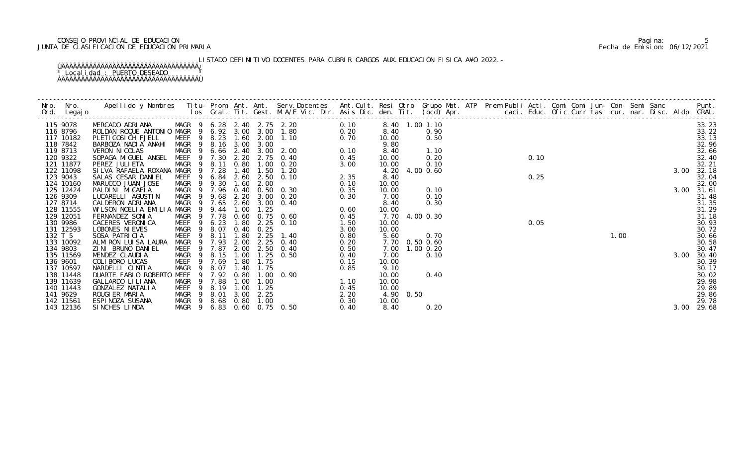CONSEJO PROVINCIAL DE EDUCACION
JUNTA DE CLASIFICACION DE EDUCACION PRIMARIA

Pagina: 5
Fecha de Emision: 06/12/2021

LISTADO DEFINITIVO DOCENTES PARA CUBRIR CARGOS AUX.EDUCACION FISICA A¥O 2022.-

Localidad : PUERTO DESEADO

| Nro. Ord. | Nro. Legajo | Apellido y Nombres | Titu-los | Prom. Gral. | Ant. Tit. | Ant. Gest. | Serv.Docentes M.A/E Vic. Dir. | Ant.Cult. Asis Dic. | Resi den. | Otro Tit. | Grupo Mat. (bcd) | ATP Apr. | Prem Publi caci. | Acti. Educ. | Comi Ofic | Comi Curr | Jun- tas | Con- cur. | Semi nar. | Sanc Disc. | Aldp | Punt. GRAL. |
|---|---|---|---|---|---|---|---|---|---|---|---|---|---|---|---|---|---|---|---|---|---|---|
| 115 | 9078 | MERCADO ADRIANA | MAGR 9 | 6.28 | 2.40 | 2.75 | 2.20 | 0.10 | 8.40 | 1.00 | 1.10 | | | | | | | | | | | 33.23 |
| 116 | 8796 | ROLDAN ROQUE ANTONIO | MAGR 9 | 6.92 | 3.00 | 3.00 | 1.80 | 0.20 | 8.40 | | 0.90 | | | | | | | | | | | 33.22 |
| 117 | 10182 | PLETICOSICH FJELL | MEEF 9 | 8.23 | 1.60 | 2.00 | 1.10 | 0.70 | 10.00 | | 0.50 | | | | | | | | | | | 33.13 |
| 118 | 7842 | BARBOZA NADIA ANAHI | MAGR 9 | 8.16 | 3.00 | 3.00 | | | 9.80 | | | | | | | | | | | | | 32.96 |
| 119 | 8713 | VERON NICOLAS | MAGR 9 | 6.66 | 2.40 | 3.00 | 2.00 | 0.10 | 8.40 | | 1.10 | | | | | | | | | | | 32.66 |
| 120 | 9322 | SOPAGA MIGUEL ANGEL | MEEF 9 | 7.30 | 2.20 | 2.75 | 0.40 | 0.45 | 10.00 | | 0.20 | | | 0.10 | | | | | | | | 32.40 |
| 121 | 11877 | PEREZ JULIETA | MAGR 9 | 8.11 | 0.80 | 1.00 | 0.20 | 3.00 | 10.00 | | 0.10 | | | | | | | | | | | 32.21 |
| 122 | 11098 | SILVA RAFAELA ROXANA | MAGR 9 | 7.28 | 1.40 | 1.50 | 1.20 | | 4.20 | 4.00 | 0.60 | | | | | | | | | | 3.00 | 32.18 |
| 123 | 9043 | SALAS CESAR DANIEL | MEEF 9 | 6.84 | 2.60 | 2.50 | 0.10 | 2.35 | 8.40 | | | | | 0.25 | | | | | | | | 32.04 |
| 124 | 10160 | MARUCCO JUAN JOSE | MAGR 9 | 9.30 | 1.60 | 2.00 | | 0.10 | 10.00 | | | | | | | | | | | | | 32.00 |
| 125 | 12424 | PALDINI MICAELA | MAGR 9 | 7.96 | 0.40 | 0.50 | 0.30 | 0.35 | 10.00 | | 0.10 | | | | | | | | | | 3.00 | 31.61 |
| 126 | 9309 | LUCARELLI AGUSTIN | MAGR 9 | 9.68 | 2.20 | 3.00 | 0.20 | 0.30 | 7.00 | | 0.10 | | | | | | | | | | | 31.48 |
| 127 | 8714 | CALDERON ADRIANA | MAGR 9 | 7.65 | 2.60 | 3.00 | 0.40 | | 8.40 | | 0.30 | | | | | | | | | | | 31.35 |
| 128 | 11555 | WILSON NOELIA EMILIA | MAGR 9 | 9.44 | 1.00 | 1.25 | | 0.60 | 10.00 | | | | | | | | | | | | | 31.29 |
| 129 | 12051 | FERNANDEZ SONIA | MAGR 9 | 7.78 | 0.60 | 0.75 | 0.60 | 0.45 | 7.70 | 4.00 | 0.30 | | | | | | | | | | | 31.18 |
| 130 | 9986 | CACERES VERONICA | MEEF 9 | 6.23 | 1.80 | 2.25 | 0.10 | 1.50 | 10.00 | | | | | 0.05 | | | | | | | | 30.93 |
| 131 | 12593 | LOBONES NIEVES | MAGR 9 | 8.07 | 0.40 | 0.25 | | 3.00 | 10.00 | | | | | | | | | | | | | 30.72 |
| 132 | T 5 | SOSA PATRICIA | MEEF 9 | 8.11 | 1.80 | 2.25 | 1.40 | 0.80 | 5.60 | | 0.70 | | | | | | | 1.00 | | | | 30.66 |
| 133 | 10092 | ALMIRON LUISA LAURA | MAGR 9 | 7.93 | 2.00 | 2.25 | 0.40 | 0.20 | 7.70 | 0.50 | 0.60 | | | | | | | | | | | 30.58 |
| 134 | 9803 | ZINI BRUNO DANIEL | MEEF 9 | 7.87 | 2.00 | 2.50 | 0.40 | 0.50 | 7.00 | 1.00 | 0.20 | | | | | | | | | | | 30.47 |
| 135 | 11569 | MENDEZ CLAUDIA | MAGR 9 | 8.15 | 1.00 | 1.25 | 0.50 | 0.40 | 7.00 | | 0.10 | | | | | | | | | | 3.00 | 30.40 |
| 136 | 9601 | COLIBORO LUCAS | MEEF 9 | 7.69 | 1.80 | 1.75 | | 0.15 | 10.00 | | | | | | | | | | | | | 30.39 |
| 137 | 10597 | NARDELLI CINTIA | MAGR 9 | 8.07 | 1.40 | 1.75 | | 0.85 | 9.10 | | | | | | | | | | | | | 30.17 |
| 138 | 11448 | DUARTE FABIO ROBERTO | MEEF 9 | 7.92 | 0.80 | 1.00 | 0.90 | | 10.00 | | 0.40 | | | | | | | | | | | 30.02 |
| 139 | 11639 | GALLARDO LILIANA | MAGR 9 | 7.88 | 1.00 | 1.00 | | 1.10 | 10.00 | | | | | | | | | | | | | 29.98 |
| 140 | 11443 | GONZALEZ NATALIA | MEEF 9 | 8.19 | 1.00 | 1.25 | | 0.45 | 10.00 | | | | | | | | | | | | | 29.89 |
| 141 | 9629 | ROUGIER MARIA | MAGR 9 | 8.01 | 3.00 | 2.25 | | 2.20 | 4.90 | 0.50 | | | | | | | | | | | | 29.86 |
| 142 | 11561 | ESPINOZA SUSANA | MAGR 9 | 8.68 | 0.80 | 1.00 | | 0.30 | 10.00 | | | | | | | | | | | | | 29.78 |
| 143 | 12136 | SINCHES LINDA | MAGR 9 | 6.83 | 0.60 | 0.75 | 0.50 | 0.40 | 8.40 | | 0.20 | | | | | | | | | | 3.00 | 29.68 |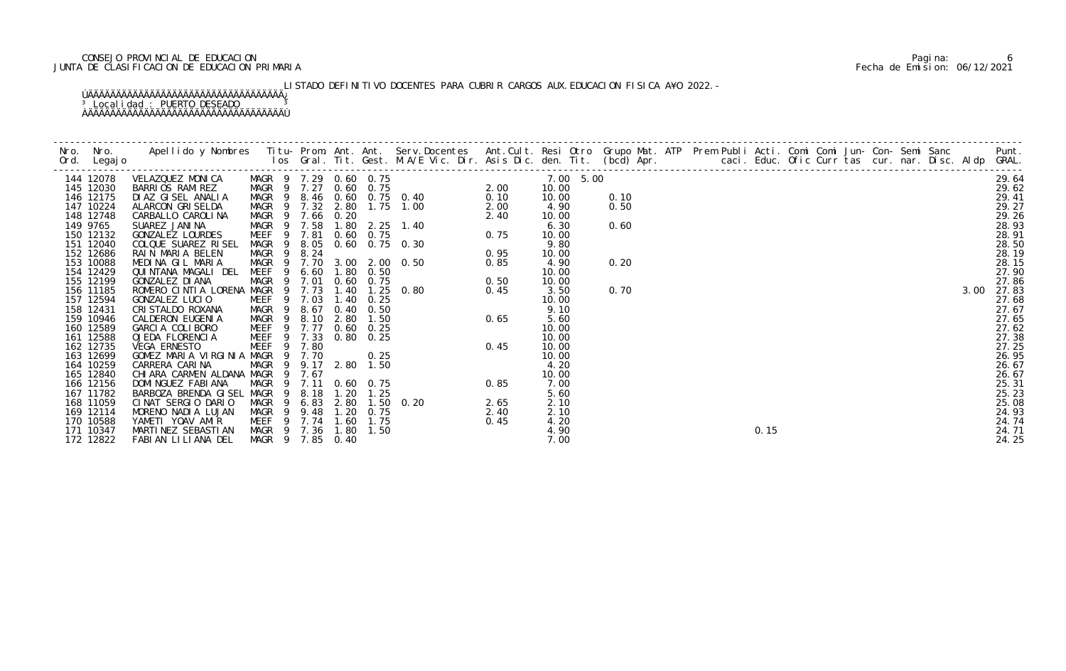CONSEJO PROVINCIAL DE EDUCACION
JUNTA DE CLASIFICACION DE EDUCACION PRIMARIA

Pagina: 6
Fecha de Emision: 06/12/2021

LISTADO DEFINITIVO DOCENTES PARA CUBRIR CARGOS AUX.EDUCACION FISICA AÑO 2022.-

Localidad : PUERTO DESEADO

| Nro. Ord. | Nro. Legajo | Apellido y Nombres | Titu- los | Prom. Gral. | Ant. Tit. | Ant. Gest. | Serv.Docentes M.A/E Vic. Dir. | Ant.Cult. Asis Dic. | Resi den. | Otro Tit. | Grupo Mat. (bcd) | ATP Apr. | Prem Publi caci. | Acti. Educ. | Comi Ofic | Comi Curr | Jun- tas | Con- cur. | Semi nar. | Sanc Disc. | Aldp | Punt. GRAL. |
|---|---|---|---|---|---|---|---|---|---|---|---|---|---|---|---|---|---|---|---|---|---|---|
| 144 | 12078 | VELAZQUEZ MONICA | MAGR 9 | 7.29 | 0.60 | 0.75 | | | 7.00 | 5.00 | | | | | | | | | | | | 29.64 |
| 145 | 12030 | BARRIOS RAMIREZ | MAGR 9 | 7.27 | 0.60 | 0.75 | | 2.00 | 10.00 | | | | | | | | | | | | | 29.62 |
| 146 | 12175 | DIAZ GISEL ANALIA | MAGR 9 | 8.46 | 0.60 | 0.75 | 0.40 | 0.10 | 10.00 | | 0.10 | | | | | | | | | | | 29.41 |
| 147 | 10224 | ALARCON GRISELDA | MAGR 9 | 7.32 | 2.80 | 1.75 | 1.00 | 2.00 | 4.90 | | 0.50 | | | | | | | | | | | 29.27 |
| 148 | 12748 | CARBALLO CAROLINA | MAGR 9 | 7.66 | 0.20 | | | 2.40 | 10.00 | | | | | | | | | | | | | 29.26 |
| 149 | 9765 | SUAREZ JANINA | MAGR 9 | 7.58 | 1.80 | 2.25 | 1.40 | | 6.30 | | 0.60 | | | | | | | | | | | 28.93 |
| 150 | 12132 | GONZALEZ LOURDES | MEEF 9 | 7.81 | 0.60 | 0.75 | | 0.75 | 10.00 | | | | | | | | | | | | | 28.91 |
| 151 | 12040 | COLQUE SUAREZ RISEL | MAGR 9 | 8.05 | 0.60 | 0.75 | 0.30 | | 9.80 | | | | | | | | | | | | | 28.50 |
| 152 | 12686 | RAIN MARIA BELEN | MAGR 9 | 8.24 | | | | 0.95 | 10.00 | | | | | | | | | | | | | 28.19 |
| 153 | 10088 | MEDINA GIL MARIA | MAGR 9 | 7.70 | 3.00 | 2.00 | 0.50 | 0.85 | 4.90 | | 0.20 | | | | | | | | | | | 28.15 |
| 154 | 12429 | QUINTANA MAGALI DEL | MEEF 9 | 6.60 | 1.80 | 0.50 | | | 10.00 | | | | | | | | | | | | | 27.90 |
| 155 | 12199 | GONZALEZ DIANA | MAGR 9 | 7.01 | 0.60 | 0.75 | | 0.50 | 10.00 | | | | | | | | | | | | | 27.86 |
| 156 | 11185 | ROMERO CINTIA LORENA | MAGR 9 | 7.73 | 1.40 | 1.25 | 0.80 | 0.45 | 3.50 | | 0.70 | | | | | | | | | | 3.00 | 27.83 |
| 157 | 12594 | GONZALEZ LUCIO | MEEF 9 | 7.03 | 1.40 | 0.25 | | | 10.00 | | | | | | | | | | | | | 27.68 |
| 158 | 12431 | CRISTALDO ROXANA | MAGR 9 | 8.67 | 0.40 | 0.50 | | | 9.10 | | | | | | | | | | | | | 27.67 |
| 159 | 10946 | CALDERON EUGENIA | MAGR 9 | 8.10 | 2.80 | 1.50 | | 0.65 | 5.60 | | | | | | | | | | | | | 27.65 |
| 160 | 12589 | GARCIA COLIBORO | MEEF 9 | 7.77 | 0.60 | 0.25 | | | 10.00 | | | | | | | | | | | | | 27.62 |
| 161 | 12588 | OJEDA FLORENCIA | MEEF 9 | 7.33 | 0.80 | 0.25 | | | 10.00 | | | | | | | | | | | | | 27.38 |
| 162 | 12735 | VEGA ERNESTO | MEEF 9 | 7.80 | | | | 0.45 | 10.00 | | | | | | | | | | | | | 27.25 |
| 163 | 12699 | GOMEZ MARIA VIRGINIA | MAGR 9 | 7.70 | | 0.25 | | | 10.00 | | | | | | | | | | | | | 26.95 |
| 164 | 10259 | CARRERA CARINA | MAGR 9 | 9.17 | 2.80 | 1.50 | | | 4.20 | | | | | | | | | | | | | 26.67 |
| 165 | 12840 | CHIARA CARMEN ALDANA | MAGR 9 | 7.67 | | | | | 10.00 | | | | | | | | | | | | | 26.67 |
| 166 | 12156 | DOMINGUEZ FABIANA | MAGR 9 | 7.11 | 0.60 | 0.75 | | 0.85 | 7.00 | | | | | | | | | | | | | 25.31 |
| 167 | 11782 | BARBOZA BRENDA GISEL | MAGR 9 | 8.18 | 1.20 | 1.25 | | | 5.60 | | | | | | | | | | | | | 25.23 |
| 168 | 11059 | CINAT SERGIO DARIO | MAGR 9 | 6.83 | 2.80 | 1.50 | 0.20 | 2.65 | 2.10 | | | | | | | | | | | | | 25.08 |
| 169 | 12114 | MORENO NADIA LUJAN | MAGR 9 | 9.48 | 1.20 | 0.75 | | 2.40 | 2.10 | | | | | | | | | | | | | 24.93 |
| 170 | 10588 | YAMETI YOAV AMIR | MEEF 9 | 7.74 | 1.60 | 1.75 | | 0.45 | 4.20 | | | | | | | | | | | | | 24.74 |
| 171 | 10347 | MARTINEZ SEBASTIAN | MAGR 9 | 7.36 | 1.80 | 1.50 | | | 4.90 | | | | | 0.15 | | | | | | | | 24.71 |
| 172 | 12822 | FABIAN LILIANA DEL | MAGR 9 | 7.85 | 0.40 | | | | 7.00 | | | | | | | | | | | | | 24.25 |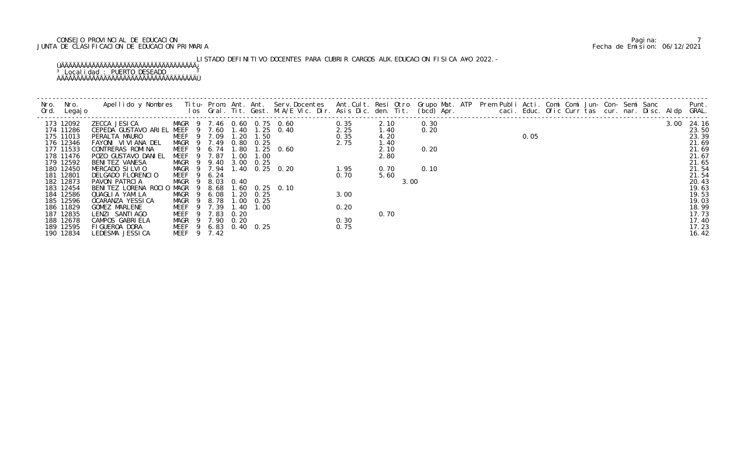CONSEJO PROVINCIAL DE EDUCACION
JUNTA DE CLASIFICACION DE EDUCACION PRIMARIA

Pagina: 7
Fecha de Emision: 06/12/2021

LISTADO DEFINITIVO DOCENTES PARA CUBRIR CARGOS AUX.EDUCACION FISICA A¥O 2022.-

Localidad : PUERTO DESEADO

| Nro. Ord. | Nro. Legajo | Apellido y Nombres | Titu- los | Prom. Gral. | Ant. Tit. | Ant. Gest. | Serv.Docentes M.A/E Vic. Dir. | Ant.Cult. Asis Dic. | Resi den. | Otro Tit. | Grupo Mat. (bcd) | ATP Apr. | Prem Publi caci. | Acti. Educ. | Comi Ofic | Comi Curr | Jun- tas | Con- cur. | Semi nar. | Sanc Disc. | Aldp | Punt. GRAL. |
|---|---|---|---|---|---|---|---|---|---|---|---|---|---|---|---|---|---|---|---|---|---|---|
| 173 | 12092 | ZECCA JESICA | MAGR 9 | 7.46 | 0.60 | 0.75 | 0.60 | 0.35 | 2.10 | | 0.30 | | | | | | | | | | 3.00 | 24.16 |
| 174 | 11286 | CEPEDA GUSTAVO ARIEL | MEEF 9 | 7.60 | 1.40 | 1.25 | 0.40 | 2.25 | 1.40 | | 0.20 | | | | | | | | | | | 23.50 |
| 175 | 11013 | PERALTA MAURO | MEEF 9 | 7.09 | 1.20 | 1.50 | | 0.35 | 4.20 | | | | | 0.05 | | | | | | | | 23.39 |
| 176 | 12346 | FAYONI VIVIANA DEL | MAGR 9 | 7.49 | 0.80 | 0.25 | | 2.75 | 1.40 | | | | | | | | | | | | | 21.69 |
| 177 | 11533 | CONTRERAS ROMINA | MEEF 9 | 6.74 | 1.80 | 1.25 | 0.60 | | 2.10 | | 0.20 | | | | | | | | | | | 21.69 |
| 178 | 11476 | POZO GUSTAVO DANIEL | MEEF 9 | 7.87 | 1.00 | 1.00 | | | 2.80 | | | | | | | | | | | | | 21.67 |
| 179 | 12592 | BENITEZ VANESA | MAGR 9 | 9.40 | 3.00 | 0.25 | | | | | | | | | | | | | | | | 21.65 |
| 180 | 12450 | MERCADO SILVIO | MAGR 9 | 7.94 | 1.40 | 0.25 | 0.20 | 1.95 | 0.70 | | 0.10 | | | | | | | | | | | 21.54 |
| 181 | 12801 | DELGADO FLORENCIO | MEEF 9 | 6.24 | | | | 0.70 | 5.60 | | | | | | | | | | | | | 21.54 |
| 182 | 12873 | PAVON PATRICIA | MAGR 9 | 8.03 | 0.40 | | | | | 3.00 | | | | | | | | | | | | 20.43 |
| 183 | 12454 | BENITEZ LORENA ROCIO | MAGR 9 | 8.68 | 1.60 | 0.25 | 0.10 | | | | | | | | | | | | | | | 19.63 |
| 184 | 12586 | QUAGLIA YAMILA | MAGR 9 | 6.08 | 1.20 | 0.25 | | 3.00 | | | | | | | | | | | | | | 19.53 |
| 185 | 12596 | OCARANZA YESSICA | MAGR 9 | 8.78 | 1.00 | 0.25 | | | | | | | | | | | | | | | | 19.03 |
| 186 | 11829 | GOMEZ MARLENE | MEEF 9 | 7.39 | 1.40 | 1.00 | | 0.20 | | | | | | | | | | | | | | 18.99 |
| 187 | 12835 | LENZI SANTIAGO | MEEF 9 | 7.83 | 0.20 | | | | 0.70 | | | | | | | | | | | | | 17.73 |
| 188 | 12678 | CAMPOS GABRIELA | MAGR 9 | 7.90 | 0.20 | | | 0.30 | | | | | | | | | | | | | | 17.40 |
| 189 | 12595 | FIGUEROA DORA | MEEF 9 | 6.83 | 0.40 | 0.25 | | 0.75 | | | | | | | | | | | | | | 17.23 |
| 190 | 12834 | LEDESMA JESSICA | MEEF 9 | 7.42 | | | | | | | | | | | | | | | | | | 16.42 |